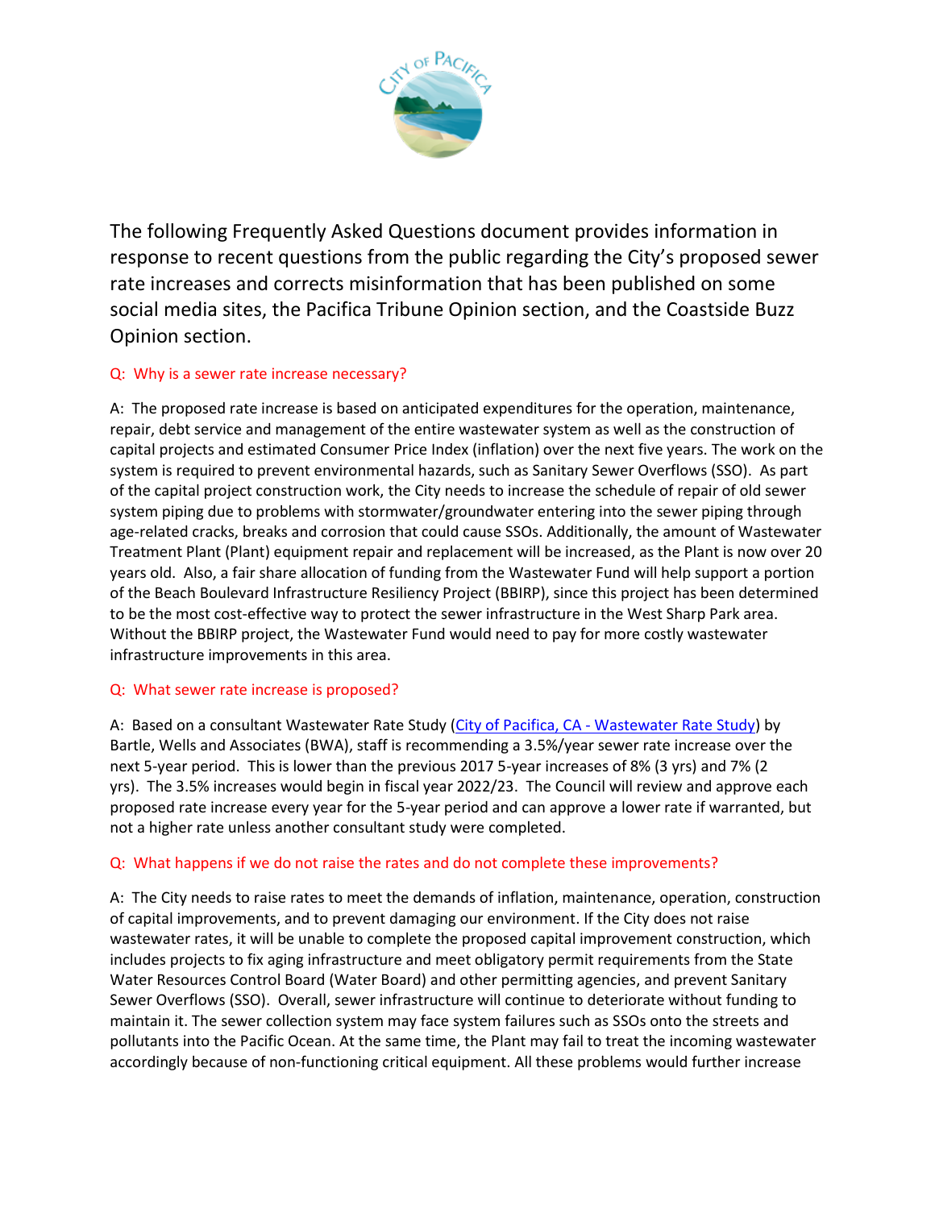The following Frequently Asked Questions document provides information in response to recent questions from the public regarding the City's proposed sewer rate increases and corrects misinformation that has been published on some social media sites, the Pacifica Tribune Opinion section, and the Coastside Buzz Opinion section.

### Q: Why is a sewer rate increase necessary?

A: The proposed rate increase is based on anticipated expenditures for the operation, maintenance, repair, debt service and management of the entire wastewater system as well as the construction of capital projects and estimated Consumer Price Index (inflation) over the next five years. The work on the system is required to prevent environmental hazards, such as Sanitary Sewer Overflows (SSO). As part of the capital project construction work, the City needs to increase the schedule of repair of old sewer system piping due to problems with stormwater/groundwater entering into the sewer piping through age-related cracks, breaks and corrosion that could cause SSOs. Additionally, the amount of Wastewater Treatment Plant (Plant) equipment repair and replacement will be increased, as the Plant is now over 20 years old. Also, a fair share allocation of funding from the Wastewater Fund will help support a portion of the Beach Boulevard Infrastructure Resiliency Project (BBIRP), since this project has been determined to be the most cost-effective way to protect the sewer infrastructure in the West Sharp Park area. Without the BBIRP project, the Wastewater Fund would need to pay for more costly wastewater infrastructure improvements in this area.

### Q: What sewer rate increase is proposed?

A: Based on a consultant Wastewater Rate Study (City of Pacifica, CA - Wastewater Rate Study) by Bartle, Wells and Associates (BWA), staff is recommending a 3.5%/year sewer rate increase over the next 5-year period. This is lower than the previous 2017 5-year increases of 8% (3 yrs) and 7% (2 yrs). The 3.5% increases would begin in fiscal year 2022/23. The Council will review and approve each proposed rate increase every year for the 5-year period and can approve a lower rate if warranted, but not a higher rate unless another consultant study were completed.

### Q: What happens if we do not raise the rates and do not complete these improvements?

A: The City needs to raise rates to meet the demands of inflation, maintenance, operation, construction of capital improvements, and to prevent damaging our environment. If the City does not raise wastewater rates, it will be unable to complete the proposed capital improvement construction, which includes projects to fix aging infrastructure and meet obligatory permit requirements from the State Water Resources Control Board (Water Board) and other permitting agencies, and prevent Sanitary Sewer Overflows (SSO). Overall, sewer infrastructure will continue to deteriorate without funding to maintain it. The sewer collection system may face system failures such as SSOs onto the streets and pollutants into the Pacific Ocean. At the same time, the Plant may fail to treat the incoming wastewater accordingly because of non-functioning critical equipment. All these problems would further increase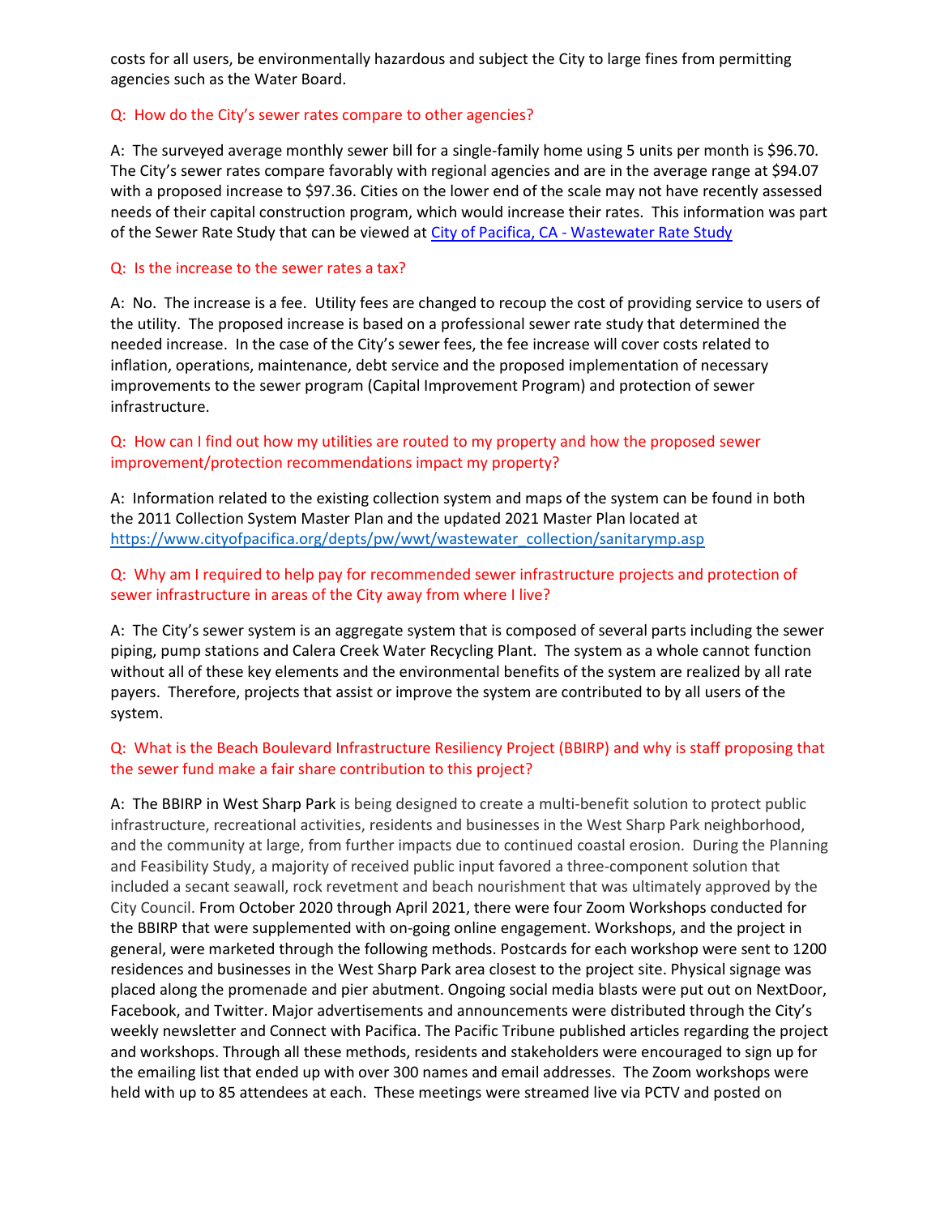costs for all users, be environmentally hazardous and subject the City to large fines from permitting agencies such as the Water Board.

Q: How do the City's sewer rates compare to other agencies?

A: The surveyed average monthly sewer bill for a single-family home using 5 units per month is $96.70. The City's sewer rates compare favorably with regional agencies and are in the average range at $94.07 with a proposed increase to $97.36. Cities on the lower end of the scale may not have recently assessed needs of their capital construction program, which would increase their rates. This information was part of the Sewer Rate Study that can be viewed at [City of Pacifica, CA - Wastewater Rate Study]

Q: Is the increase to the sewer rates a tax?

A: No. The increase is a fee. Utility fees are changed to recoup the cost of providing service to users of the utility. The proposed increase is based on a professional sewer rate study that determined the needed increase. In the case of the City's sewer fees, the fee increase will cover costs related to inflation, operations, maintenance, debt service and the proposed implementation of necessary improvements to the sewer program (Capital Improvement Program) and protection of sewer infrastructure.

Q: How can I find out how my utilities are routed to my property and how the proposed sewer improvement/protection recommendations impact my property?

A: Information related to the existing collection system and maps of the system can be found in both the 2011 Collection System Master Plan and the updated 2021 Master Plan located at https://www.cityofpacifica.org/depts/pw/wwt/wastewater_collection/sanitarymp.asp

Q: Why am I required to help pay for recommended sewer infrastructure projects and protection of sewer infrastructure in areas of the City away from where I live?

A: The City's sewer system is an aggregate system that is composed of several parts including the sewer piping, pump stations and Calera Creek Water Recycling Plant. The system as a whole cannot function without all of these key elements and the environmental benefits of the system are realized by all rate payers. Therefore, projects that assist or improve the system are contributed to by all users of the system.

Q: What is the Beach Boulevard Infrastructure Resiliency Project (BBIRP) and why is staff proposing that the sewer fund make a fair share contribution to this project?

A: The BBIRP in West Sharp Park is being designed to create a multi-benefit solution to protect public infrastructure, recreational activities, residents and businesses in the West Sharp Park neighborhood, and the community at large, from further impacts due to continued coastal erosion. During the Planning and Feasibility Study, a majority of received public input favored a three-component solution that included a secant seawall, rock revetment and beach nourishment that was ultimately approved by the City Council. From October 2020 through April 2021, there were four Zoom Workshops conducted for the BBIRP that were supplemented with on-going online engagement. Workshops, and the project in general, were marketed through the following methods. Postcards for each workshop were sent to 1200 residences and businesses in the West Sharp Park area closest to the project site. Physical signage was placed along the promenade and pier abutment. Ongoing social media blasts were put out on NextDoor, Facebook, and Twitter. Major advertisements and announcements were distributed through the City's weekly newsletter and Connect with Pacifica. The Pacific Tribune published articles regarding the project and workshops. Through all these methods, residents and stakeholders were encouraged to sign up for the emailing list that ended up with over 300 names and email addresses. The Zoom workshops were held with up to 85 attendees at each. These meetings were streamed live via PCTV and posted on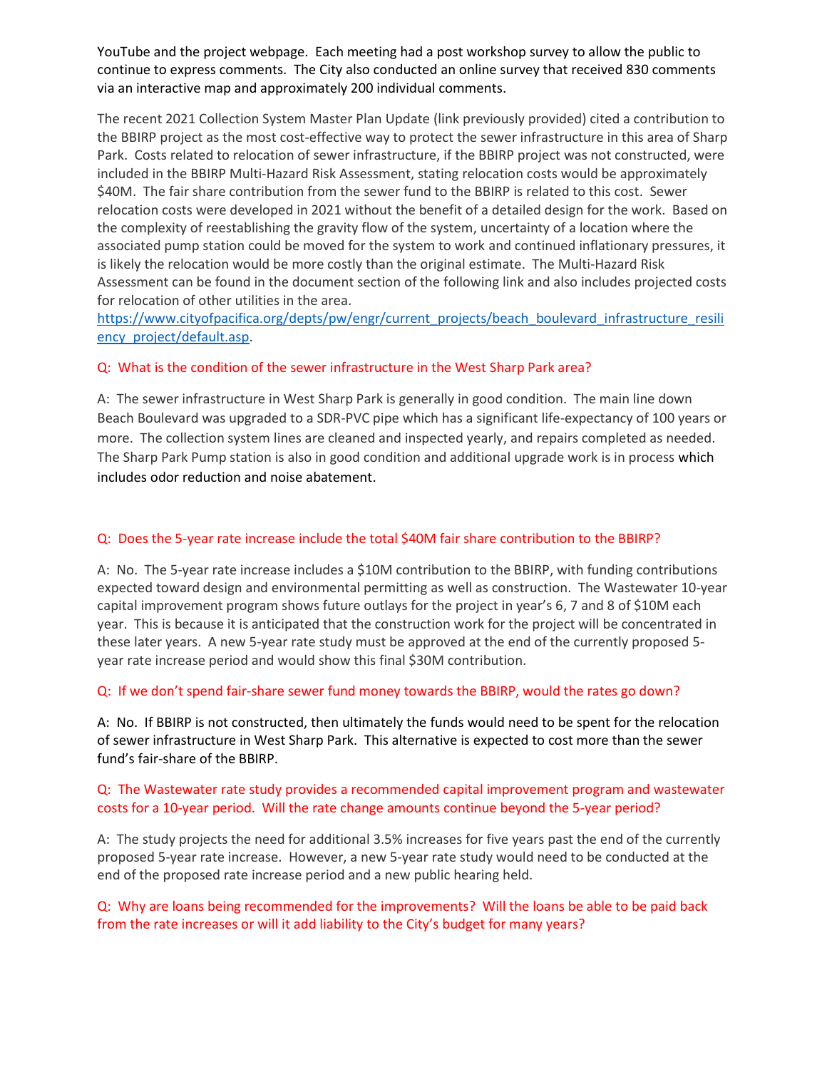YouTube and the project webpage. Each meeting had a post workshop survey to allow the public to continue to express comments. The City also conducted an online survey that received 830 comments via an interactive map and approximately 200 individual comments.

The recent 2021 Collection System Master Plan Update (link previously provided) cited a contribution to the BBIRP project as the most cost-effective way to protect the sewer infrastructure in this area of Sharp Park. Costs related to relocation of sewer infrastructure, if the BBIRP project was not constructed, were included in the BBIRP Multi-Hazard Risk Assessment, stating relocation costs would be approximately $40M. The fair share contribution from the sewer fund to the BBIRP is related to this cost. Sewer relocation costs were developed in 2021 without the benefit of a detailed design for the work. Based on the complexity of reestablishing the gravity flow of the system, uncertainty of a location where the associated pump station could be moved for the system to work and continued inflationary pressures, it is likely the relocation would be more costly than the original estimate. The Multi-Hazard Risk Assessment can be found in the document section of the following link and also includes projected costs for relocation of other utilities in the area.
https://www.cityofpacifica.org/depts/pw/engr/current_projects/beach_boulevard_infrastructure_resiliency_project/default.asp.

Q: What is the condition of the sewer infrastructure in the West Sharp Park area?

A: The sewer infrastructure in West Sharp Park is generally in good condition. The main line down Beach Boulevard was upgraded to a SDR-PVC pipe which has a significant life-expectancy of 100 years or more. The collection system lines are cleaned and inspected yearly, and repairs completed as needed. The Sharp Park Pump station is also in good condition and additional upgrade work is in process which includes odor reduction and noise abatement.

Q: Does the 5-year rate increase include the total $40M fair share contribution to the BBIRP?

A: No. The 5-year rate increase includes a $10M contribution to the BBIRP, with funding contributions expected toward design and environmental permitting as well as construction. The Wastewater 10-year capital improvement program shows future outlays for the project in year's 6, 7 and 8 of $10M each year. This is because it is anticipated that the construction work for the project will be concentrated in these later years. A new 5-year rate study must be approved at the end of the currently proposed 5-year rate increase period and would show this final $30M contribution.

Q: If we don't spend fair-share sewer fund money towards the BBIRP, would the rates go down?

A: No. If BBIRP is not constructed, then ultimately the funds would need to be spent for the relocation of sewer infrastructure in West Sharp Park. This alternative is expected to cost more than the sewer fund's fair-share of the BBIRP.

Q: The Wastewater rate study provides a recommended capital improvement program and wastewater costs for a 10-year period. Will the rate change amounts continue beyond the 5-year period?

A: The study projects the need for additional 3.5% increases for five years past the end of the currently proposed 5-year rate increase. However, a new 5-year rate study would need to be conducted at the end of the proposed rate increase period and a new public hearing held.

Q: Why are loans being recommended for the improvements? Will the loans be able to be paid back from the rate increases or will it add liability to the City's budget for many years?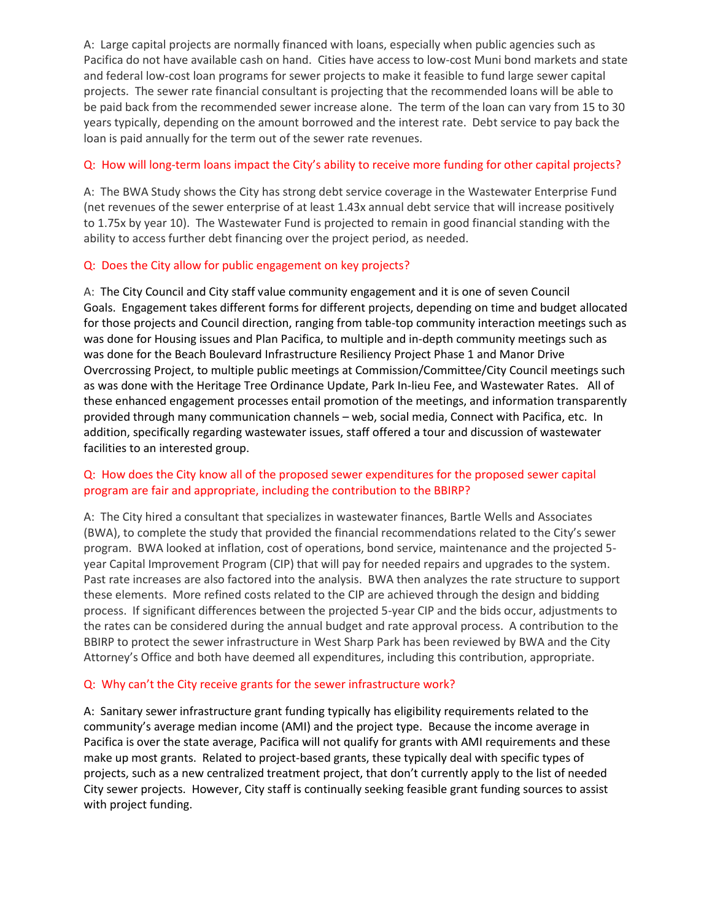A: Large capital projects are normally financed with loans, especially when public agencies such as Pacifica do not have available cash on hand. Cities have access to low-cost Muni bond markets and state and federal low-cost loan programs for sewer projects to make it feasible to fund large sewer capital projects. The sewer rate financial consultant is projecting that the recommended loans will be able to be paid back from the recommended sewer increase alone. The term of the loan can vary from 15 to 30 years typically, depending on the amount borrowed and the interest rate. Debt service to pay back the loan is paid annually for the term out of the sewer rate revenues.

Q: How will long-term loans impact the City's ability to receive more funding for other capital projects?

A: The BWA Study shows the City has strong debt service coverage in the Wastewater Enterprise Fund (net revenues of the sewer enterprise of at least 1.43x annual debt service that will increase positively to 1.75x by year 10). The Wastewater Fund is projected to remain in good financial standing with the ability to access further debt financing over the project period, as needed.

Q: Does the City allow for public engagement on key projects?

A: The City Council and City staff value community engagement and it is one of seven Council Goals. Engagement takes different forms for different projects, depending on time and budget allocated for those projects and Council direction, ranging from table-top community interaction meetings such as was done for Housing issues and Plan Pacifica, to multiple and in-depth community meetings such as was done for the Beach Boulevard Infrastructure Resiliency Project Phase 1 and Manor Drive Overcrossing Project, to multiple public meetings at Commission/Committee/City Council meetings such as was done with the Heritage Tree Ordinance Update, Park In-lieu Fee, and Wastewater Rates. All of these enhanced engagement processes entail promotion of the meetings, and information transparently provided through many communication channels – web, social media, Connect with Pacifica, etc. In addition, specifically regarding wastewater issues, staff offered a tour and discussion of wastewater facilities to an interested group.

Q: How does the City know all of the proposed sewer expenditures for the proposed sewer capital program are fair and appropriate, including the contribution to the BBIRP?

A: The City hired a consultant that specializes in wastewater finances, Bartle Wells and Associates (BWA), to complete the study that provided the financial recommendations related to the City's sewer program. BWA looked at inflation, cost of operations, bond service, maintenance and the projected 5-year Capital Improvement Program (CIP) that will pay for needed repairs and upgrades to the system. Past rate increases are also factored into the analysis. BWA then analyzes the rate structure to support these elements. More refined costs related to the CIP are achieved through the design and bidding process. If significant differences between the projected 5-year CIP and the bids occur, adjustments to the rates can be considered during the annual budget and rate approval process. A contribution to the BBIRP to protect the sewer infrastructure in West Sharp Park has been reviewed by BWA and the City Attorney's Office and both have deemed all expenditures, including this contribution, appropriate.

Q: Why can't the City receive grants for the sewer infrastructure work?

A: Sanitary sewer infrastructure grant funding typically has eligibility requirements related to the community's average median income (AMI) and the project type. Because the income average in Pacifica is over the state average, Pacifica will not qualify for grants with AMI requirements and these make up most grants. Related to project-based grants, these typically deal with specific types of projects, such as a new centralized treatment project, that don't currently apply to the list of needed City sewer projects. However, City staff is continually seeking feasible grant funding sources to assist with project funding.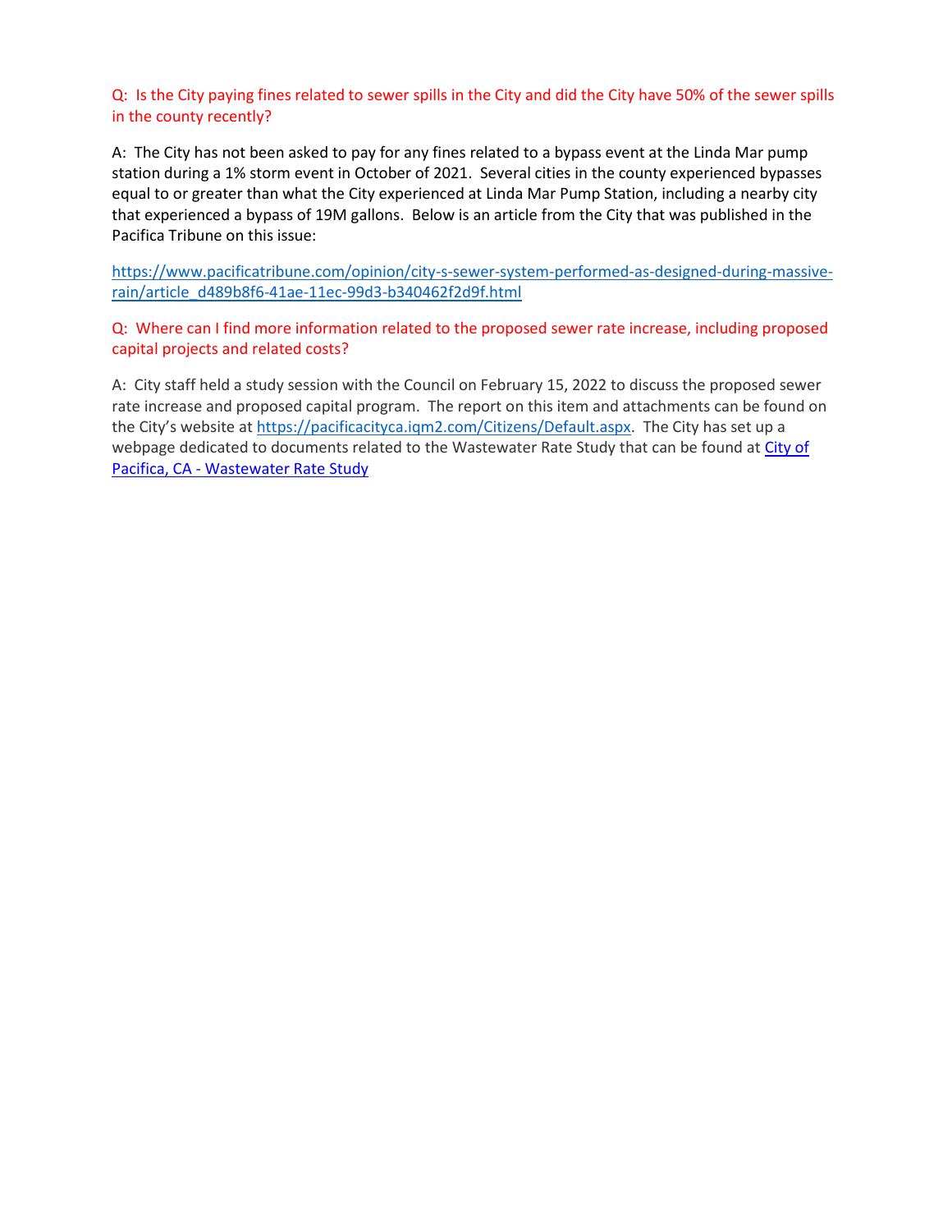Q: Is the City paying fines related to sewer spills in the City and did the City have 50% of the sewer spills in the county recently?

A: The City has not been asked to pay for any fines related to a bypass event at the Linda Mar pump station during a 1% storm event in October of 2021. Several cities in the county experienced bypasses equal to or greater than what the City experienced at Linda Mar Pump Station, including a nearby city that experienced a bypass of 19M gallons. Below is an article from the City that was published in the Pacifica Tribune on this issue:

https://www.pacificatribune.com/opinion/city-s-sewer-system-performed-as-designed-during-massive-rain/article_d489b8f6-41ae-11ec-99d3-b340462f2d9f.html

Q: Where can I find more information related to the proposed sewer rate increase, including proposed capital projects and related costs?

A: City staff held a study session with the Council on February 15, 2022 to discuss the proposed sewer rate increase and proposed capital program. The report on this item and attachments can be found on the City's website at https://pacificacityca.iqm2.com/Citizens/Default.aspx. The City has set up a webpage dedicated to documents related to the Wastewater Rate Study that can be found at City of Pacifica, CA - Wastewater Rate Study